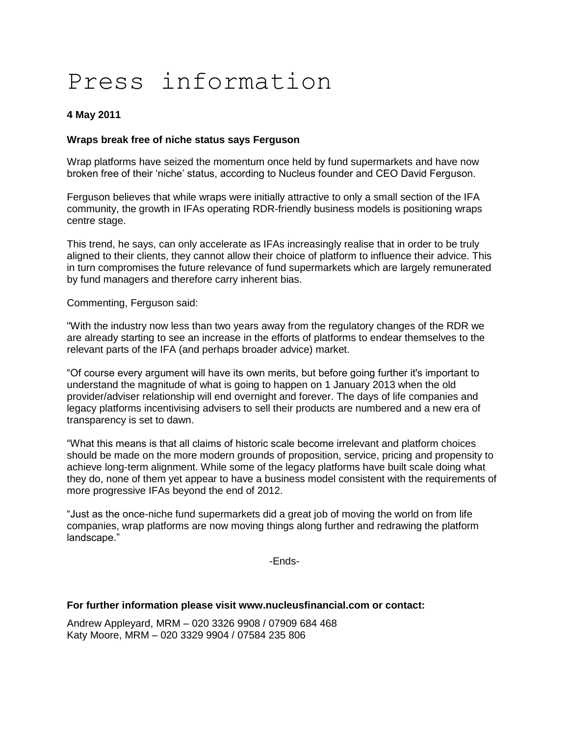# Press information

**4 May 2011**

**Wraps break free of niche status says Ferguson**

Wrap platforms have seized the momentum once held by fund supermarkets and have now broken free of their 'niche' status, according to Nucleus founder and CEO David Ferguson.

Ferguson believes that while wraps were initially attractive to only a small section of the IFA community, the growth in IFAs operating RDR-friendly business models is positioning wraps centre stage.

This trend, he says, can only accelerate as IFAs increasingly realise that in order to be truly aligned to their clients, they cannot allow their choice of platform to influence their advice. This in turn compromises the future relevance of fund supermarkets which are largely remunerated by fund managers and therefore carry inherent bias.

Commenting, Ferguson said:

"With the industry now less than two years away from the regulatory changes of the RDR we are already starting to see an increase in the efforts of platforms to endear themselves to the relevant parts of the IFA (and perhaps broader advice) market.

"Of course every argument will have its own merits, but before going further it's important to understand the magnitude of what is going to happen on 1 January 2013 when the old provider/adviser relationship will end overnight and forever. The days of life companies and legacy platforms incentivising advisers to sell their products are numbered and a new era of transparency is set to dawn.

"What this means is that all claims of historic scale become irrelevant and platform choices should be made on the more modern grounds of proposition, service, pricing and propensity to achieve long-term alignment. While some of the legacy platforms have built scale doing what they do, none of them yet appear to have a business model consistent with the requirements of more progressive IFAs beyond the end of 2012.

"Just as the once-niche fund supermarkets did a great job of moving the world on from life companies, wrap platforms are now moving things along further and redrawing the platform landscape."

-Ends-

**For further information please visit www.nucleusfinancial.com or contact:**

Andrew Appleyard, MRM – 020 3326 9908 / 07909 684 468
Katy Moore, MRM – 020 3329 9904 / 07584 235 806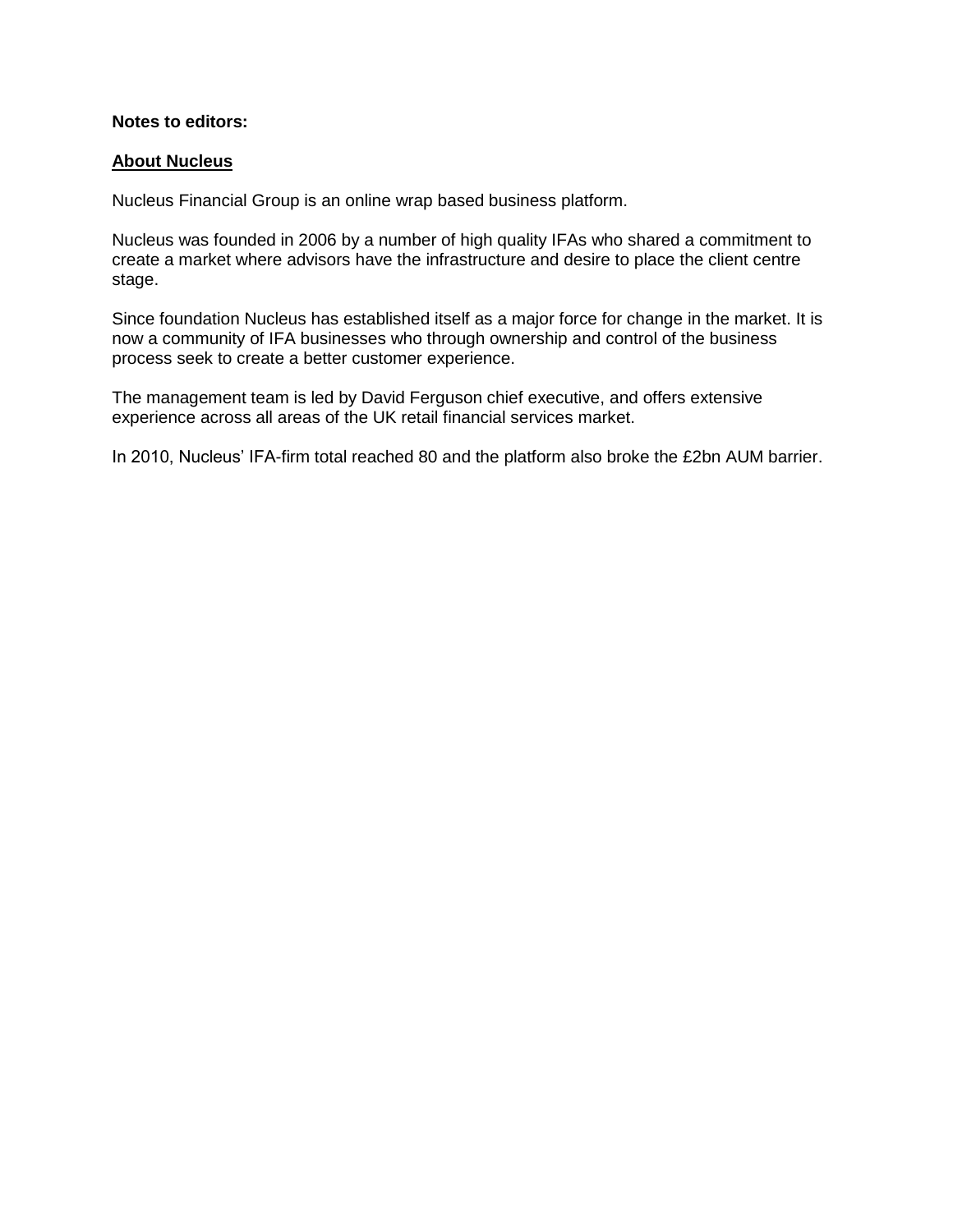**Notes to editors:**

**About Nucleus**

Nucleus Financial Group is an online wrap based business platform.

Nucleus was founded in 2006 by a number of high quality IFAs who shared a commitment to create a market where advisors have the infrastructure and desire to place the client centre stage.

Since foundation Nucleus has established itself as a major force for change in the market. It is now a community of IFA businesses who through ownership and control of the business process seek to create a better customer experience.

The management team is led by David Ferguson chief executive, and offers extensive experience across all areas of the UK retail financial services market.

In 2010, Nucleus' IFA-firm total reached 80 and the platform also broke the £2bn AUM barrier.